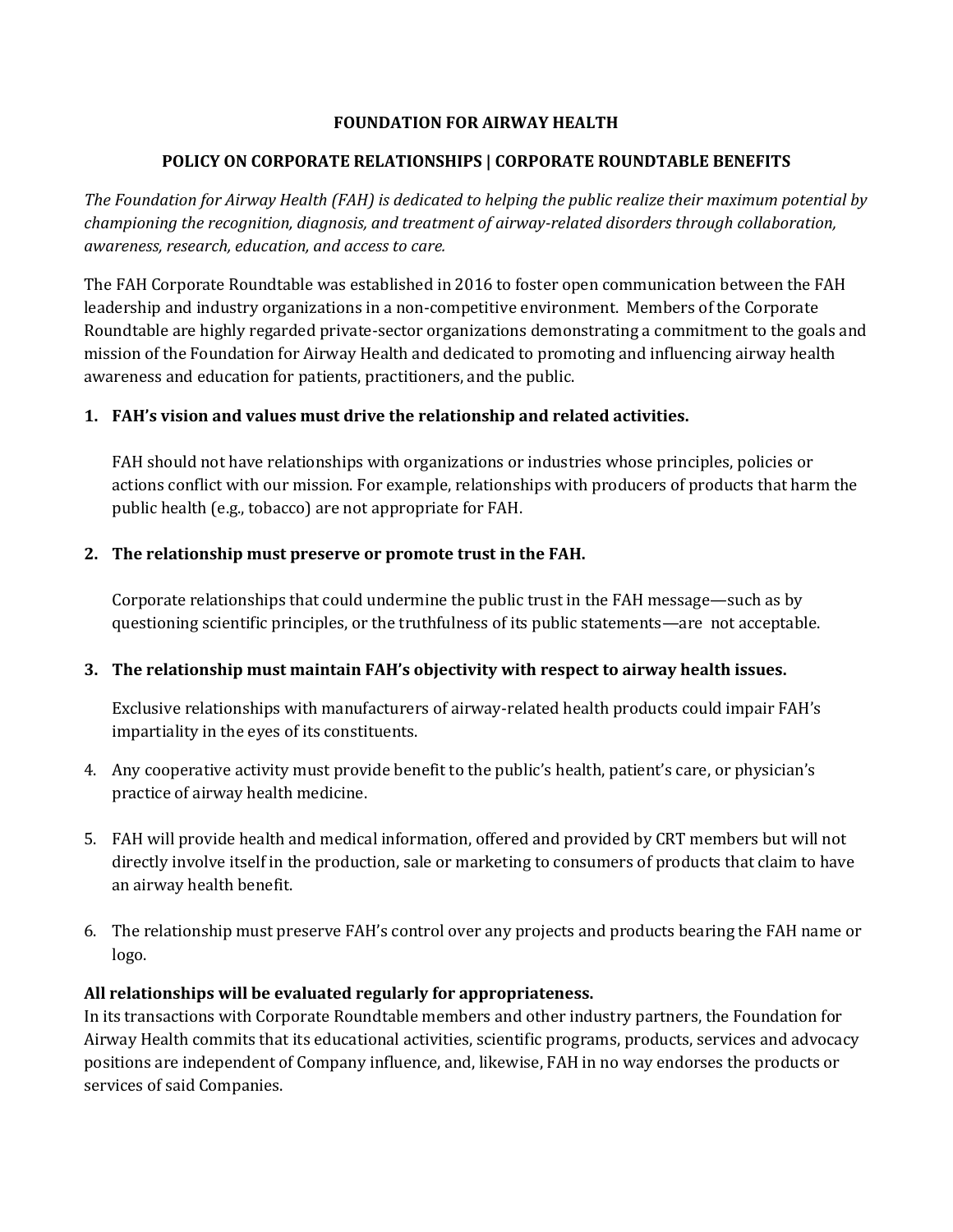# FOUNDATION FOR AIRWAY HEALTH

## POLICY ON CORPORATE RELATIONSHIPS | CORPORATE ROUNDTABLE BENEFITS

*The Foundation for Airway Health (FAH) is dedicated to helping the public realize their maximum potential by championing the recognition, diagnosis, and treatment of airway-related disorders through collaboration, awareness, research, education, and access to care.*

The FAH Corporate Roundtable was established in 2016 to foster open communication between the FAH leadership and industry organizations in a non-competitive environment. Members of the Corporate Roundtable are highly regarded private-sector organizations demonstrating a commitment to the goals and mission of the Foundation for Airway Health and dedicated to promoting and influencing airway health awareness and education for patients, practitioners, and the public.

1. **FAH's vision and values must drive the relationship and related activities.**

   FAH should not have relationships with organizations or industries whose principles, policies or actions conflict with our mission. For example, relationships with producers of products that harm the public health (e.g., tobacco) are not appropriate for FAH.

2. **The relationship must preserve or promote trust in the FAH.**

   Corporate relationships that could undermine the public trust in the FAH message—such as by questioning scientific principles, or the truthfulness of its public statements—are not acceptable.

3. **The relationship must maintain FAH's objectivity with respect to airway health issues.**

   Exclusive relationships with manufacturers of airway-related health products could impair FAH's impartiality in the eyes of its constituents.

4. Any cooperative activity must provide benefit to the public's health, patient's care, or physician's practice of airway health medicine.

5. FAH will provide health and medical information, offered and provided by CRT members but will not directly involve itself in the production, sale or marketing to consumers of products that claim to have an airway health benefit.

6. The relationship must preserve FAH's control over any projects and products bearing the FAH name or logo.

**All relationships will be evaluated regularly for appropriateness.**
In its transactions with Corporate Roundtable members and other industry partners, the Foundation for Airway Health commits that its educational activities, scientific programs, products, services and advocacy positions are independent of Company influence, and, likewise, FAH in no way endorses the products or services of said Companies.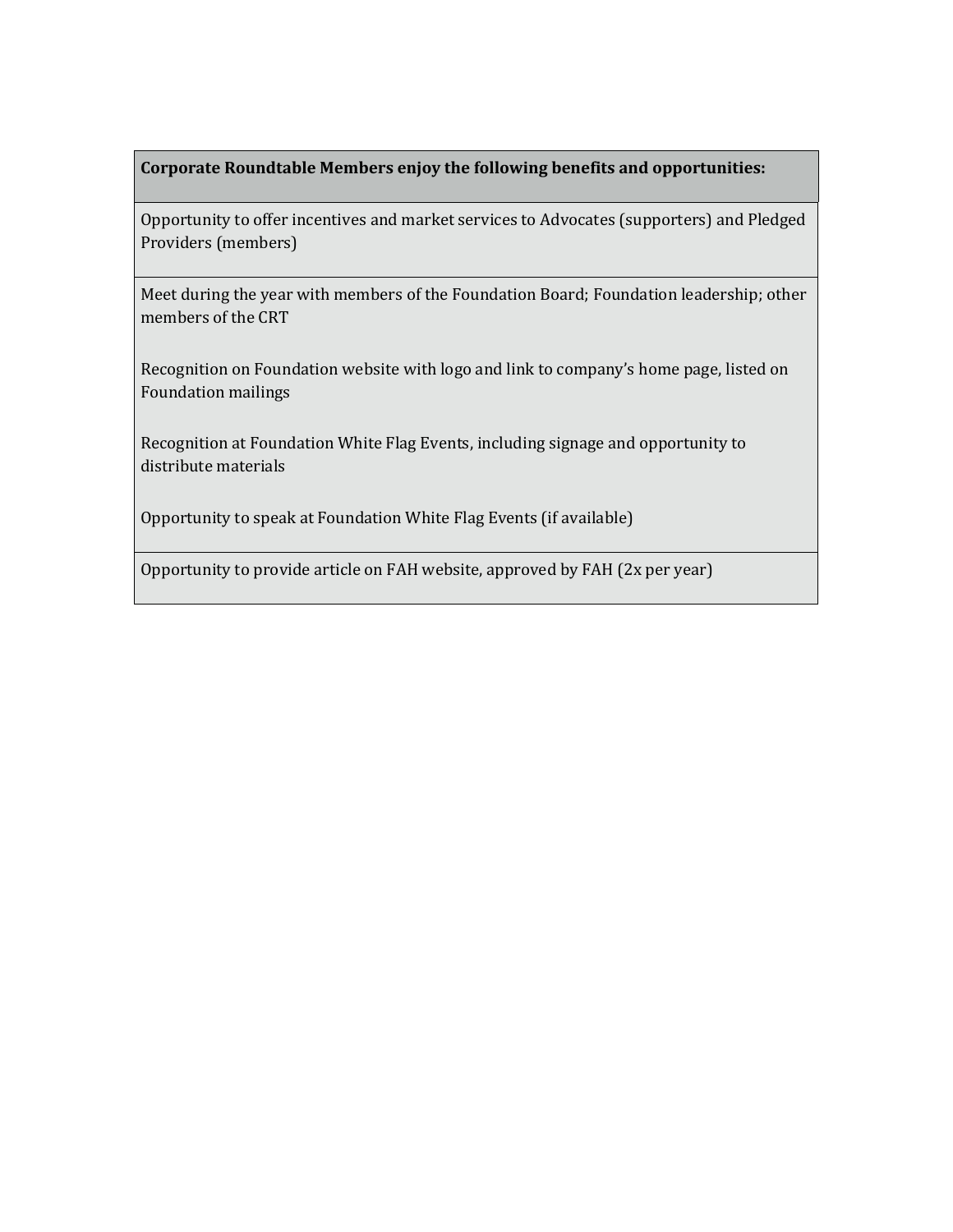| Corporate Roundtable Members enjoy the following benefits and opportunities: |
| --- |
| Opportunity to offer incentives and market services to Advocates (supporters) and Pledged Providers (members) |
| Meet during the year with members of the Foundation Board; Foundation leadership; other members of the CRT<br><br>Recognition on Foundation website with logo and link to company's home page, listed on Foundation mailings<br><br>Recognition at Foundation White Flag Events, including signage and opportunity to distribute materials<br><br>Opportunity to speak at Foundation White Flag Events (if available) |
| Opportunity to provide article on FAH website, approved by FAH (2x per year) |